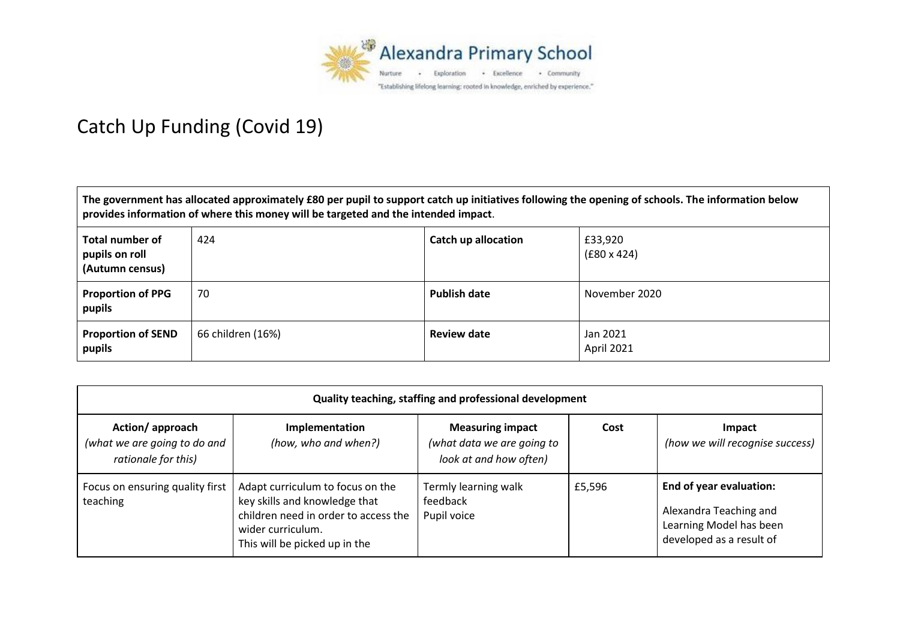Alexandra Primary School

Nurture • Exploration • Excellence • Community

"Establishing lifelong learning: rooted in knowledge, enriched by experience."

# Catch Up Funding (Covid 19)

| **The government has allocated approximately £80 per pupil to support catch up initiatives following the opening of schools. The information below provides information of where this money will be targeted and the intended impact**. | | | |
|---|---|---|---|
| **Total number of pupils on roll (Autumn census)** | 424 | **Catch up allocation** | £33,920 (£80 x 424) |
| **Proportion of PPG pupils** | 70 | **Publish date** | November 2020 |
| **Proportion of SEND pupils** | 66 children (16%) | **Review date** | Jan 2021<br>April 2021 |

| **Quality teaching, staffing and professional development** | | | | |
|---|---|---|---|---|
| **Action/ approach**<br>*(what we are going to do and rationale for this)* | **Implementation**<br>*(how, who and when?)* | **Measuring impact**<br>*(what data we are going to look at and how often)* | **Cost** | **Impact**<br>*(how we will recognise success)* |
| Focus on ensuring quality first teaching | Adapt curriculum to focus on the key skills and knowledge that children need in order to access the wider curriculum.<br>This will be picked up in the | Termly learning walk feedback<br>Pupil voice | £5,596 | **End of year evaluation:**<br><br>Alexandra Teaching and Learning Model has been developed as a result of |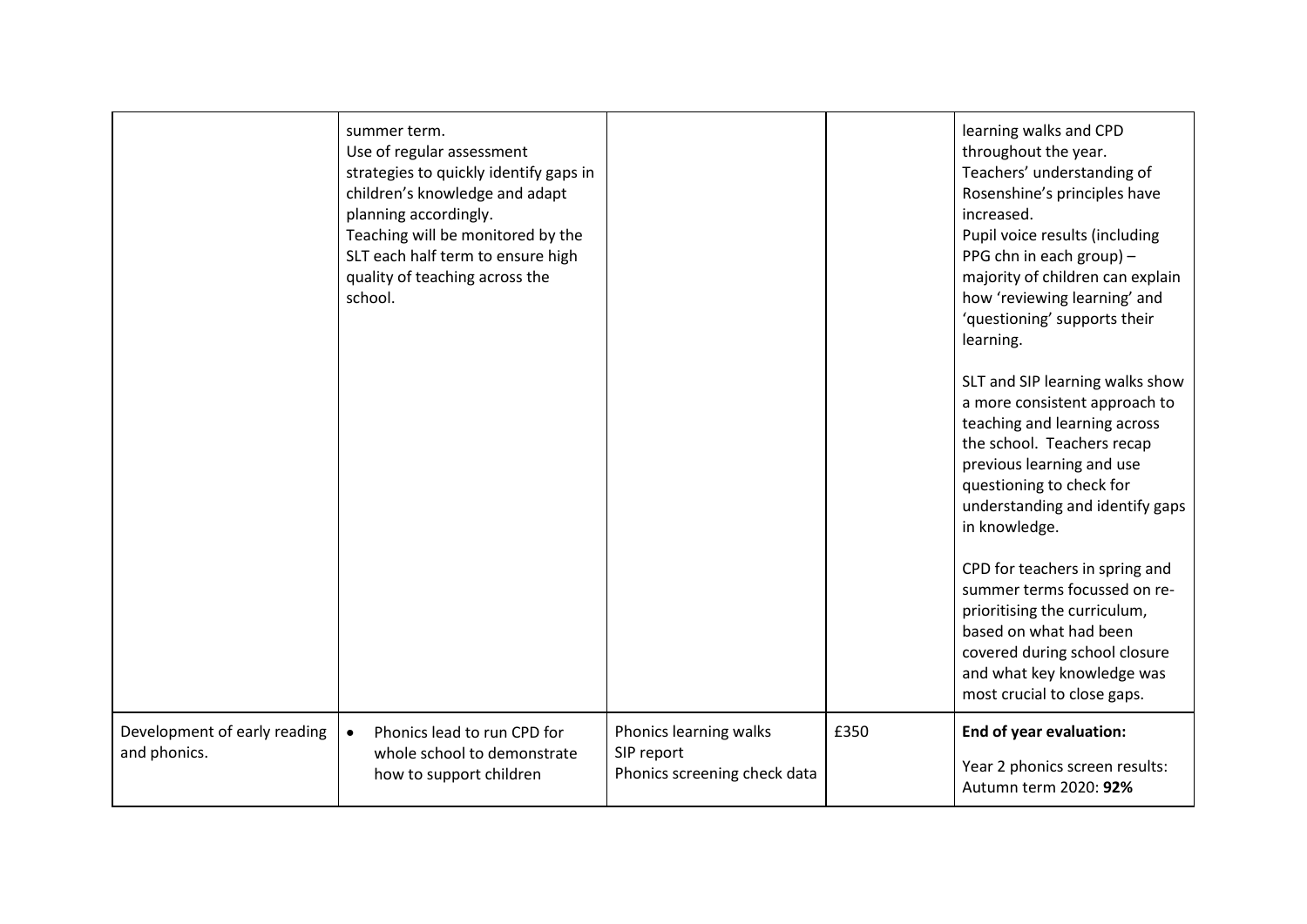| | | | | |
|---|---|---|---|---|
| | summer term.<br>Use of regular assessment strategies to quickly identify gaps in children's knowledge and adapt planning accordingly.<br>Teaching will be monitored by the SLT each half term to ensure high quality of teaching across the school. | | | learning walks and CPD throughout the year.<br>Teachers' understanding of Rosenshine's principles have increased.<br>Pupil voice results (including PPG chn in each group) – majority of children can explain how 'reviewing learning' and 'questioning' supports their learning.<br><br>SLT and SIP learning walks show a more consistent approach to teaching and learning across the school. Teachers recap previous learning and use questioning to check for understanding and identify gaps in knowledge.<br><br>CPD for teachers in spring and summer terms focussed on re-prioritising the curriculum, based on what had been covered during school closure and what key knowledge was most crucial to close gaps. |
| Development of early reading and phonics. | • Phonics lead to run CPD for whole school to demonstrate how to support children | Phonics learning walks<br>SIP report<br>Phonics screening check data | £350 | **End of year evaluation:**<br><br>Year 2 phonics screen results: Autumn term 2020: **92%** |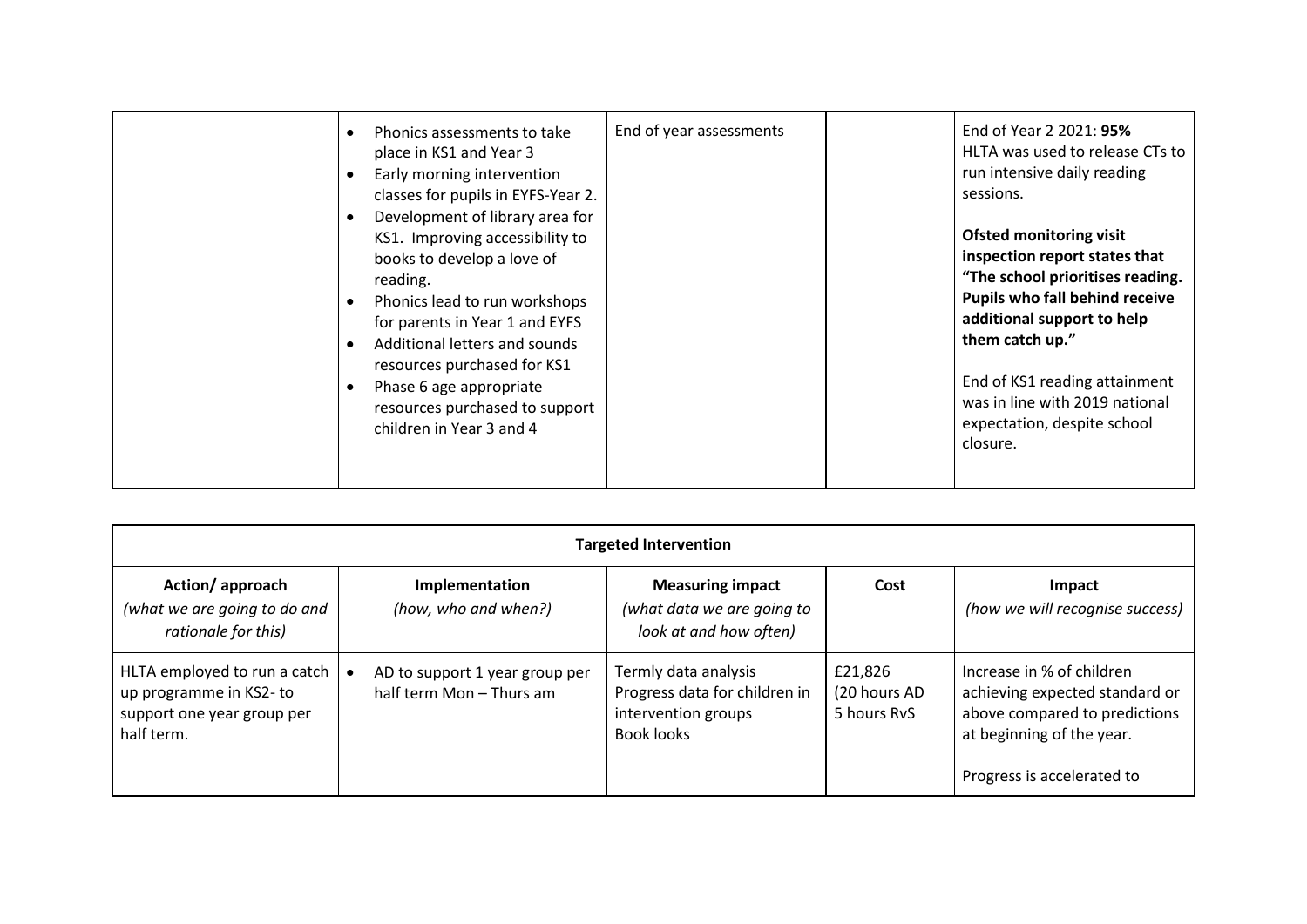| | | | | |
|---|---|---|---|---|
| | • Phonics assessments to take place in KS1 and Year 3<br>• Early morning intervention classes for pupils in EYFS-Year 2.<br>• Development of library area for KS1. Improving accessibility to books to develop a love of reading.<br>• Phonics lead to run workshops for parents in Year 1 and EYFS<br>• Additional letters and sounds resources purchased for KS1<br>• Phase 6 age appropriate resources purchased to support children in Year 3 and 4 | End of year assessments | | End of Year 2 2021: **95%**<br>HLTA was used to release CTs to run intensive daily reading sessions.<br><br>**Ofsted monitoring visit inspection report states that "The school prioritises reading. Pupils who fall behind receive additional support to help them catch up."**<br><br>End of KS1 reading attainment was in line with 2019 national expectation, despite school closure. |

| **Targeted Intervention** | | | | |
|---|---|---|---|---|
| **Action/ approach**<br>*(what we are going to do and rationale for this)* | **Implementation**<br>*(how, who and when?)* | **Measuring impact**<br>*(what data we are going to look at and how often)* | **Cost** | **Impact**<br>*(how we will recognise success)* |
| HLTA employed to run a catch up programme in KS2- to support one year group per half term. | • AD to support 1 year group per half term Mon – Thurs am | Termly data analysis<br>Progress data for children in intervention groups<br>Book looks | £21,826<br>(20 hours AD<br>5 hours RvS | Increase in % of children achieving expected standard or above compared to predictions at beginning of the year.<br><br>Progress is accelerated to |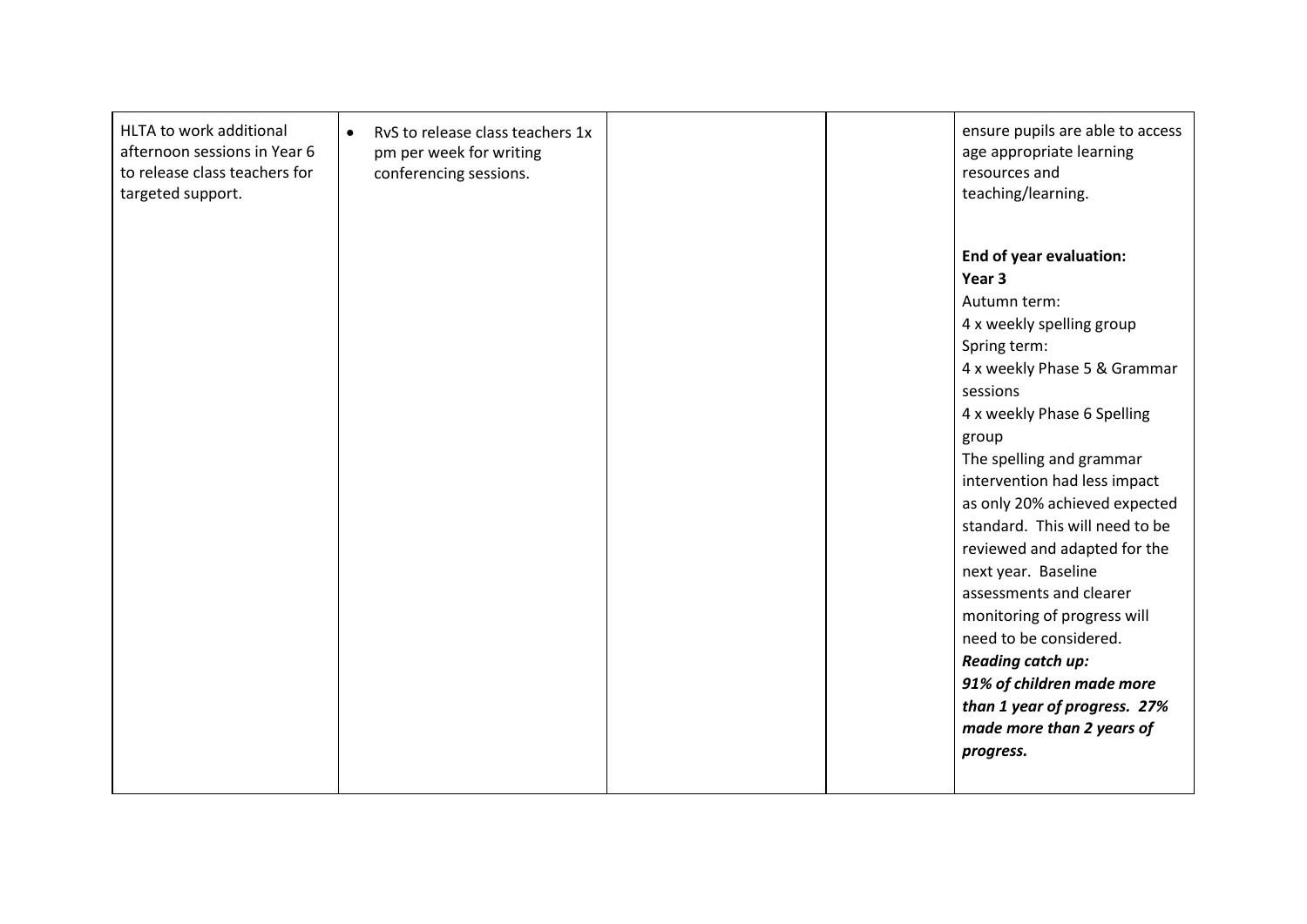| | | | | |
|---|---|---|---|---|
| HLTA to work additional afternoon sessions in Year 6 to release class teachers for targeted support. | • RvS to release class teachers 1x pm per week for writing conferencing sessions. | | | ensure pupils are able to access age appropriate learning resources and teaching/learning.<br><br>**End of year evaluation:**<br>**Year 3**<br>Autumn term:<br>4 x weekly spelling group<br>Spring term:<br>4 x weekly Phase 5 & Grammar sessions<br>4 x weekly Phase 6 Spelling group<br>The spelling and grammar intervention had less impact as only 20% achieved expected standard. This will need to be reviewed and adapted for the next year. Baseline assessments and clearer monitoring of progress will need to be considered.<br>***Reading catch up:***<br>***91% of children made more than 1 year of progress. 27% made more than 2 years of progress.*** |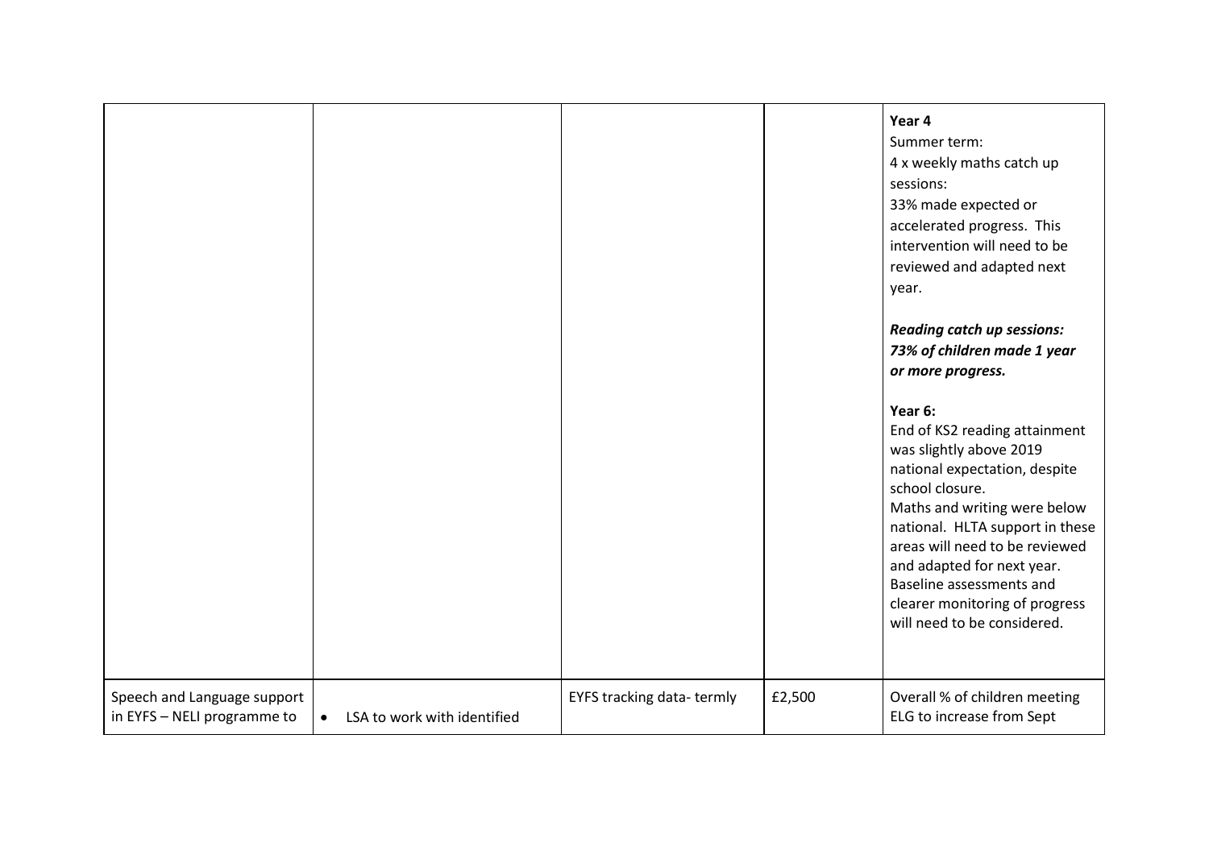| | | | | |
|---|---|---|---|---|
| | | | | **Year 4**<br>Summer term:<br>4 x weekly maths catch up sessions:<br>33% made expected or accelerated progress. This intervention will need to be reviewed and adapted next year.<br><br>***Reading catch up sessions: 73% of children made 1 year or more progress.***<br><br>**Year 6:**<br>End of KS2 reading attainment was slightly above 2019 national expectation, despite school closure.<br>Maths and writing were below national. HLTA support in these areas will need to be reviewed and adapted for next year. Baseline assessments and clearer monitoring of progress will need to be considered. |
| Speech and Language support in EYFS – NELI programme to | • LSA to work with identified | EYFS tracking data- termly | £2,500 | Overall % of children meeting ELG to increase from Sept |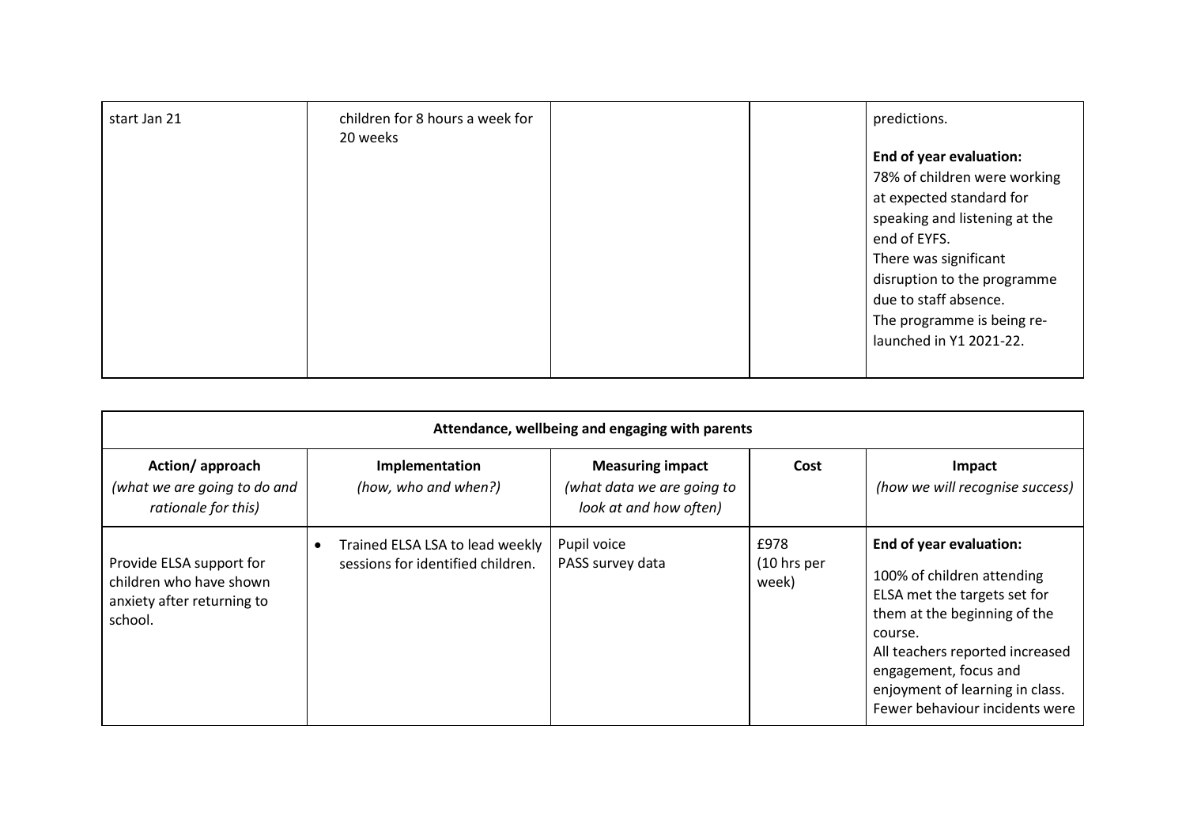| | | | | |
|---|---|---|---|---|
| start Jan 21 | children for 8 hours a week for 20 weeks | | | predictions.<br><br>**End of year evaluation:**<br>78% of children were working at expected standard for speaking and listening at the end of EYFS.<br>There was significant disruption to the programme due to staff absence.<br>The programme is being re-launched in Y1 2021-22. |

| Attendance, wellbeing and engaging with parents | | | | |
|---|---|---|---|---|
| **Action/ approach**<br>*(what we are going to do and rationale for this)* | **Implementation**<br>*(how, who and when?)* | **Measuring impact**<br>*(what data we are going to look at and how often)* | **Cost** | **Impact**<br>*(how we will recognise success)* |
| Provide ELSA support for children who have shown anxiety after returning to school. | • Trained ELSA LSA to lead weekly sessions for identified children. | Pupil voice<br>PASS survey data | £978<br>(10 hrs per week) | **End of year evaluation:**<br>100% of children attending ELSA met the targets set for them at the beginning of the course.<br>All teachers reported increased engagement, focus and enjoyment of learning in class.<br>Fewer behaviour incidents were |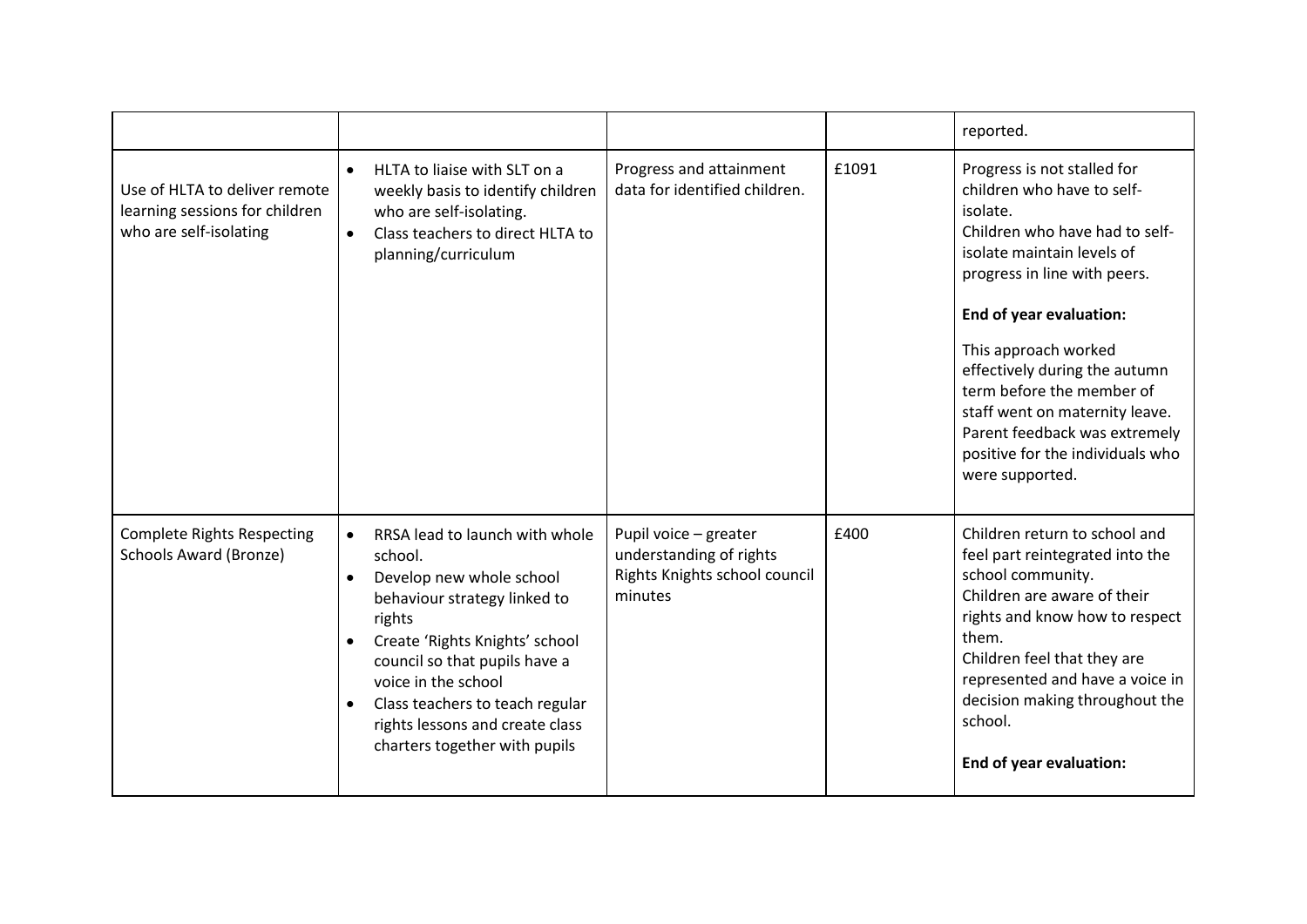| | | | | |
|---|---|---|---|---|
| | | | | reported. |
| Use of HLTA to deliver remote learning sessions for children who are self-isolating | • HLTA to liaise with SLT on a weekly basis to identify children who are self-isolating.<br>• Class teachers to direct HLTA to planning/curriculum | Progress and attainment data for identified children. | £1091 | Progress is not stalled for children who have to self-isolate.<br>Children who have had to self-isolate maintain levels of progress in line with peers.<br><br>**End of year evaluation:**<br><br>This approach worked effectively during the autumn term before the member of staff went on maternity leave. Parent feedback was extremely positive for the individuals who were supported. |
| Complete Rights Respecting Schools Award (Bronze) | • RRSA lead to launch with whole school.<br>• Develop new whole school behaviour strategy linked to rights<br>• Create 'Rights Knights' school council so that pupils have a voice in the school<br>• Class teachers to teach regular rights lessons and create class charters together with pupils | Pupil voice – greater understanding of rights<br>Rights Knights school council minutes | £400 | Children return to school and feel part reintegrated into the school community.<br>Children are aware of their rights and know how to respect them.<br>Children feel that they are represented and have a voice in decision making throughout the school.<br><br>**End of year evaluation:** |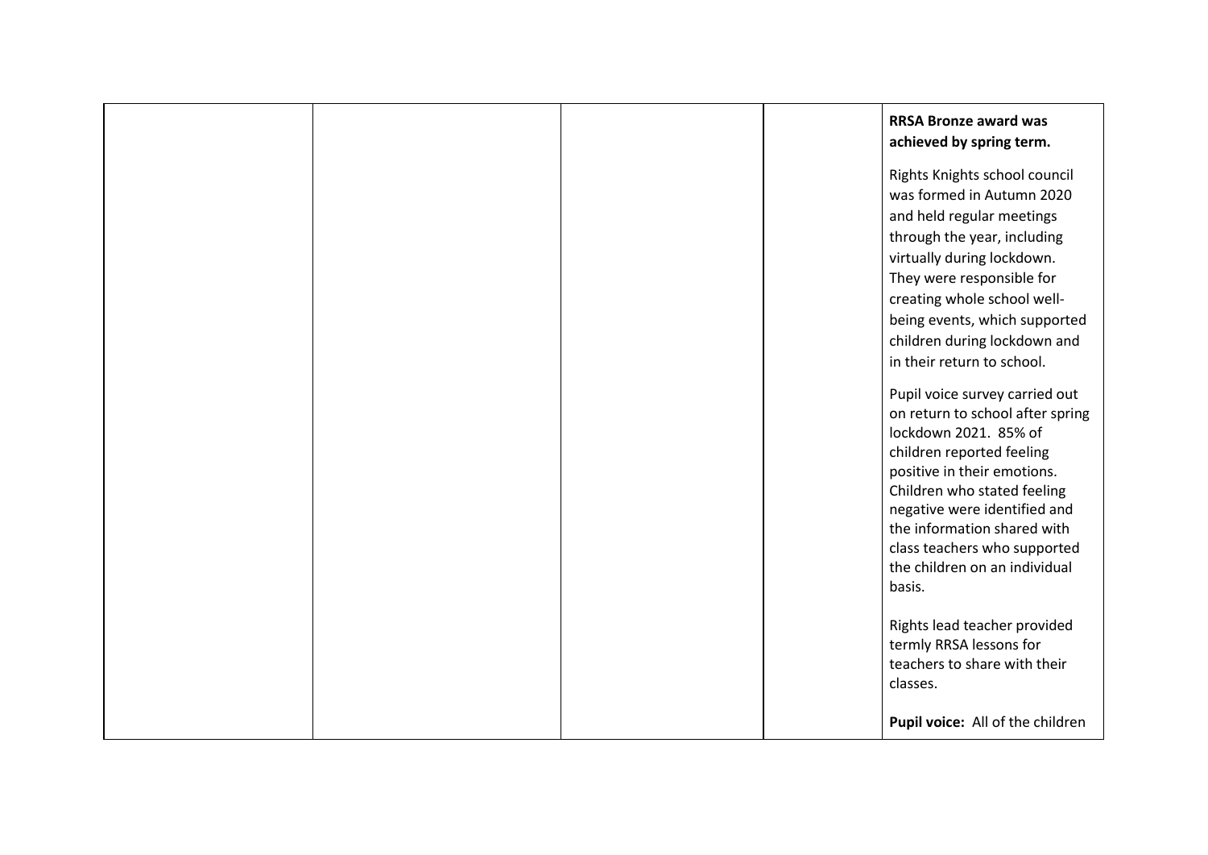|  |  |  |  | **RRSA Bronze award was achieved by spring term.**<br><br>Rights Knights school council was formed in Autumn 2020 and held regular meetings through the year, including virtually during lockdown. They were responsible for creating whole school well-being events, which supported children during lockdown and in their return to school.<br><br>Pupil voice survey carried out on return to school after spring lockdown 2021. 85% of children reported feeling positive in their emotions. Children who stated feeling negative were identified and the information shared with class teachers who supported the children on an individual basis.<br><br>Rights lead teacher provided termly RRSA lessons for teachers to share with their classes.<br><br>**Pupil voice:** All of the children |
|---|---|---|---|---|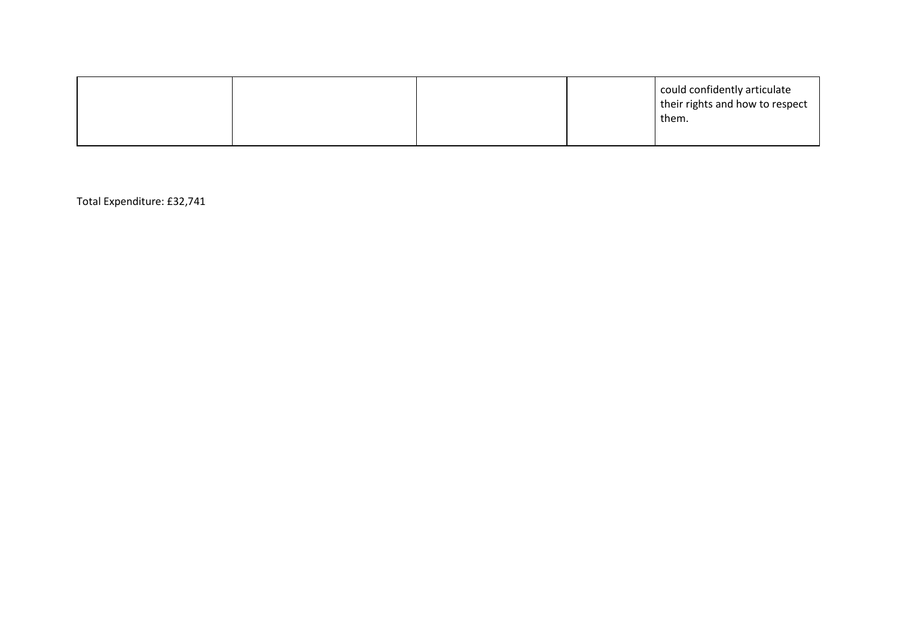| | | | | |
|---|---|---|---|---|
| | | | | could confidently articulate their rights and how to respect them. |

Total Expenditure: £32,741